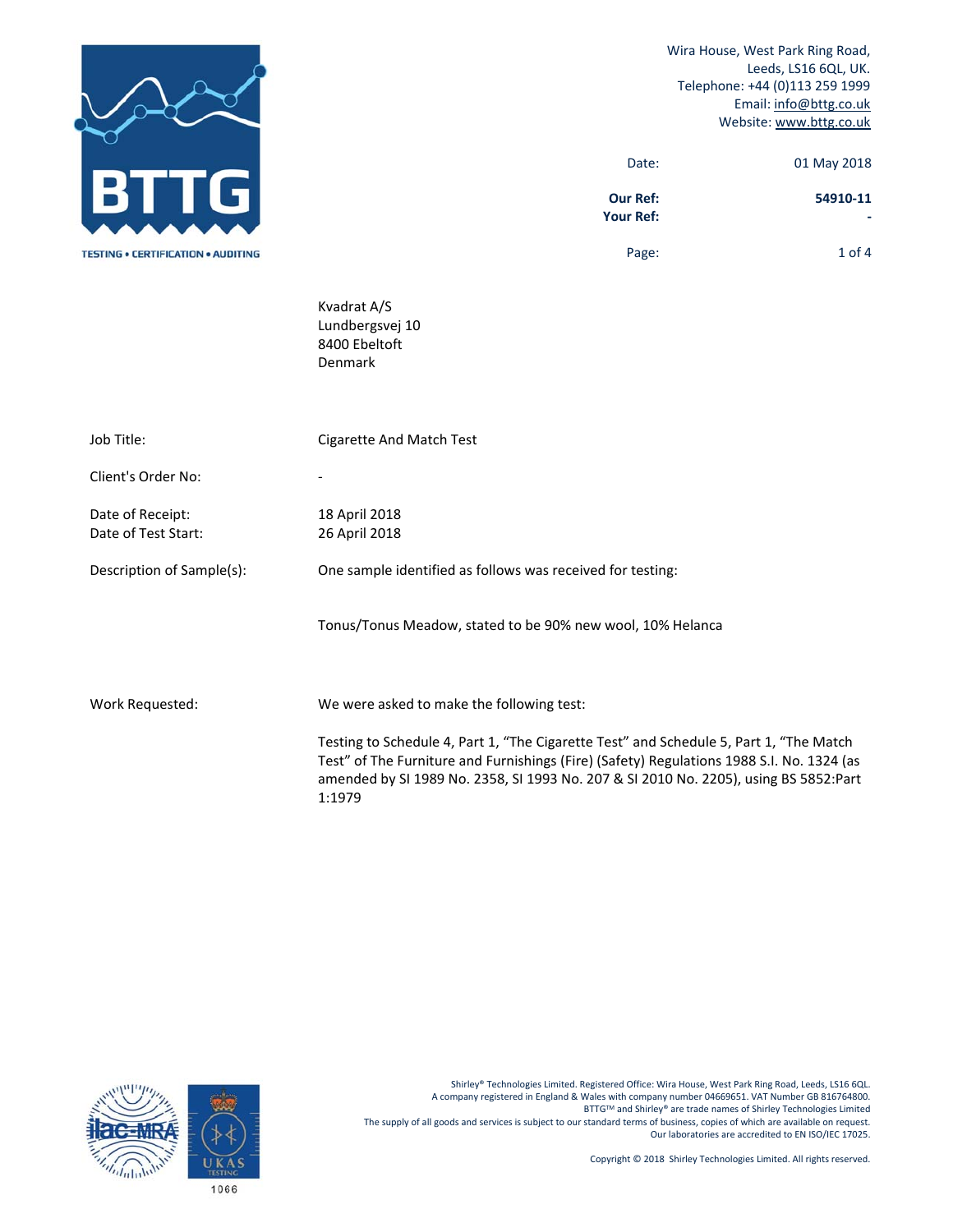BTTG

TESTING • CERTIFICATION • AUDITING

Wira House, West Park Ring Road,
Leeds, LS16 6QL, UK.
Telephone: +44 (0)113 259 1999
Email: info@bttg.co.uk
Website: www.bttg.co.uk

| | |
|---|---|
| Date: | 01 May 2018 |
| **Our Ref:** | **54910-11** |
| **Your Ref:** | **-** |

Kvadrat A/S
Lundbergsvej 10
8400 Ebeltoft
Denmark

| | |
|---|---|
| Job Title: | Cigarette And Match Test |
| Client's Order No: | - |
| Date of Receipt: | 18 April 2018 |
| Date of Test Start: | 26 April 2018 |
| Description of Sample(s): | One sample identified as follows was received for testing:<br><br>Tonus/Tonus Meadow, stated to be 90% new wool, 10% Helanca |
| Work Requested: | We were asked to make the following test:<br><br>Testing to Schedule 4, Part 1, "The Cigarette Test" and Schedule 5, Part 1, "The Match Test" of The Furniture and Furnishings (Fire) (Safety) Regulations 1988 S.I. No. 1324 (as amended by SI 1989 No. 2358, SI 1993 No. 207 & SI 2010 No. 2205), using BS 5852:Part 1:1979 |

Shirley® Technologies Limited. Registered Office: Wira House, West Park Ring Road, Leeds, LS16 6QL.
A company registered in England & Wales with company number 04669651. VAT Number GB 816764800.
BTTG™ and Shirley® are trade names of Shirley Technologies Limited
The supply of all goods and services is subject to our standard terms of business, copies of which are available on request.
Our laboratories are accredited to EN ISO/IEC 17025.

Copyright © 2018 Shirley Technologies Limited. All rights reserved.

UKAS TESTING 1066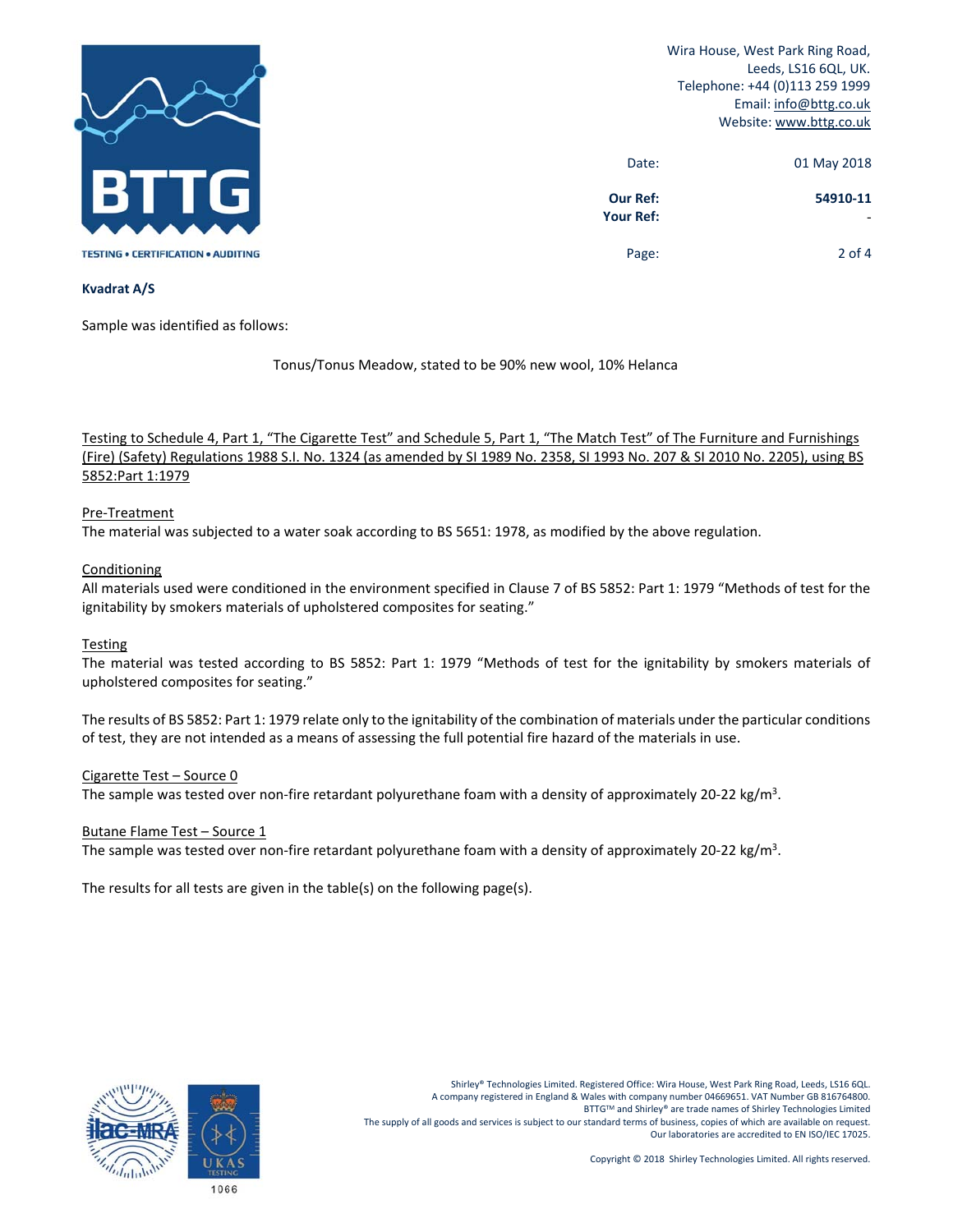Wira House, West Park Ring Road,
Leeds, LS16 6QL, UK.
Telephone: +44 (0)113 259 1999
Email: info@bttg.co.uk
Website: www.bttg.co.uk

| | |
|---|---|
| Date: | 01 May 2018 |
| **Our Ref:** | **54910-11** |
| **Your Ref:** | - |

**Kvadrat A/S**

Sample was identified as follows:

Tonus/Tonus Meadow, stated to be 90% new wool, 10% Helanca

Testing to Schedule 4, Part 1, "The Cigarette Test" and Schedule 5, Part 1, "The Match Test" of The Furniture and Furnishings (Fire) (Safety) Regulations 1988 S.I. No. 1324 (as amended by SI 1989 No. 2358, SI 1993 No. 207 & SI 2010 No. 2205), using BS 5852:Part 1:1979

Pre-Treatment
The material was subjected to a water soak according to BS 5651: 1978, as modified by the above regulation.

Conditioning
All materials used were conditioned in the environment specified in Clause 7 of BS 5852: Part 1: 1979 "Methods of test for the ignitability by smokers materials of upholstered composites for seating."

Testing
The material was tested according to BS 5852: Part 1: 1979 "Methods of test for the ignitability by smokers materials of upholstered composites for seating."

The results of BS 5852: Part 1: 1979 relate only to the ignitability of the combination of materials under the particular conditions of test, they are not intended as a means of assessing the full potential fire hazard of the materials in use.

Cigarette Test – Source 0
The sample was tested over non-fire retardant polyurethane foam with a density of approximately 20-22 kg/m$^3$.

Butane Flame Test – Source 1
The sample was tested over non-fire retardant polyurethane foam with a density of approximately 20-22 kg/m$^3$.

The results for all tests are given in the table(s) on the following page(s).

Shirley® Technologies Limited. Registered Office: Wira House, West Park Ring Road, Leeds, LS16 6QL.
A company registered in England & Wales with company number 04669651. VAT Number GB 816764800.
BTTG™ and Shirley® are trade names of Shirley Technologies Limited
The supply of all goods and services is subject to our standard terms of business, copies of which are available on request.
Our laboratories are accredited to EN ISO/IEC 17025.

Copyright © 2018 Shirley Technologies Limited. All rights reserved.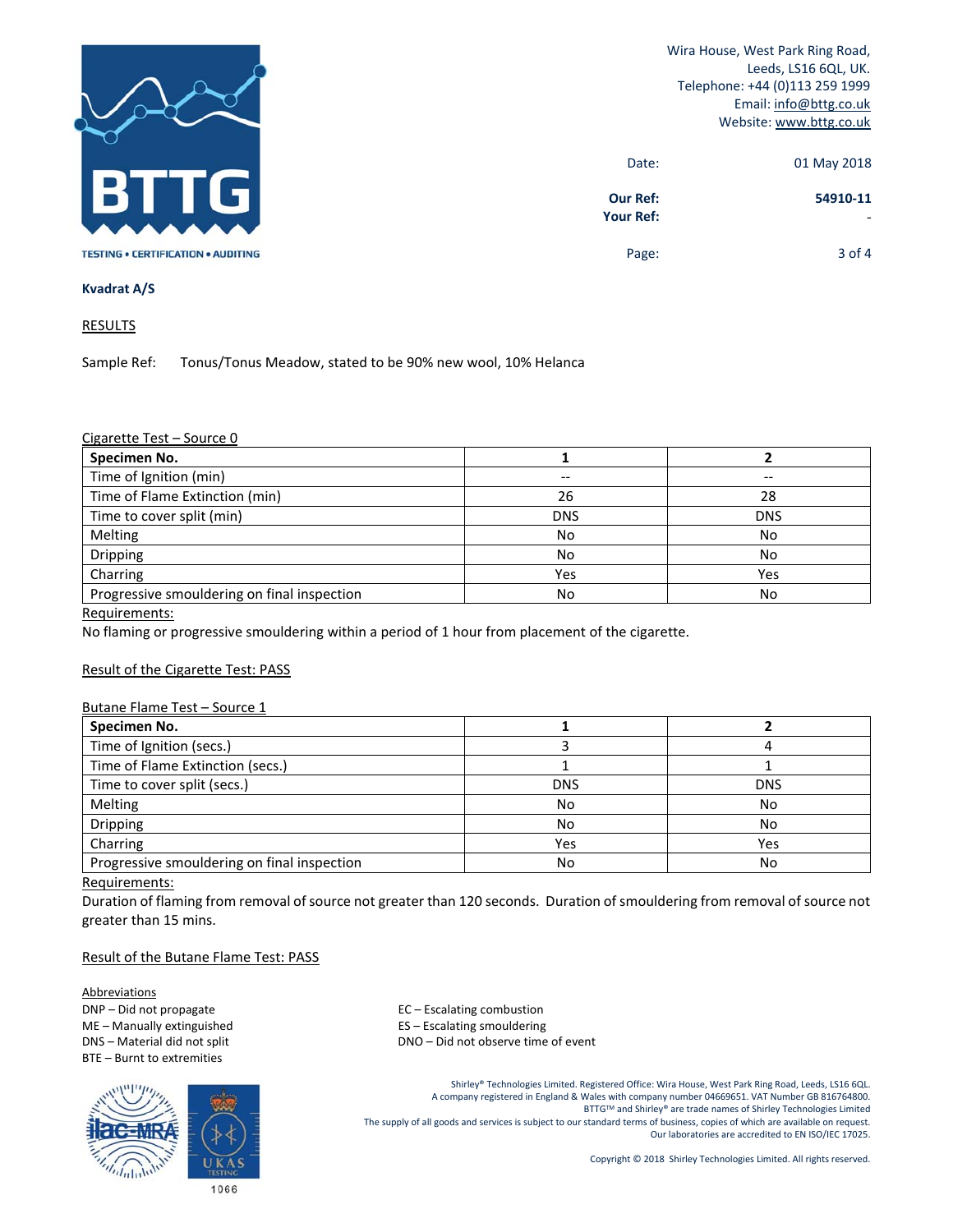Wira House, West Park Ring Road,
Leeds, LS16 6QL, UK.
Telephone: +44 (0)113 259 1999
Email: info@bttg.co.uk
Website: www.bttg.co.uk

Date: 01 May 2018

**Our Ref:** **54910-11**
**Your Ref:** -

**Kvadrat A/S**

## RESULTS

Sample Ref: Tonus/Tonus Meadow, stated to be 90% new wool, 10% Helanca

### Cigarette Test – Source 0

| **Specimen No.** | **1** | **2** |
|---|---|---|
| Time of Ignition (min) | -- | -- |
| Time of Flame Extinction (min) | 26 | 28 |
| Time to cover split (min) | DNS | DNS |
| Melting | No | No |
| Dripping | No | No |
| Charring | Yes | Yes |
| Progressive smouldering on final inspection | No | No |

Requirements:
No flaming or progressive smouldering within a period of 1 hour from placement of the cigarette.

Result of the Cigarette Test: PASS

### Butane Flame Test – Source 1

| **Specimen No.** | **1** | **2** |
|---|---|---|
| Time of Ignition (secs.) | 3 | 4 |
| Time of Flame Extinction (secs.) | 1 | 1 |
| Time to cover split (secs.) | DNS | DNS |
| Melting | No | No |
| Dripping | No | No |
| Charring | Yes | Yes |
| Progressive smouldering on final inspection | No | No |

Requirements:
Duration of flaming from removal of source not greater than 120 seconds. Duration of smouldering from removal of source not greater than 15 mins.

Result of the Butane Flame Test: PASS

Abbreviations
DNP – Did not propagate
ME – Manually extinguished
DNS – Material did not split
BTE – Burnt to extremities
EC – Escalating combustion
ES – Escalating smouldering
DNO – Did not observe time of event

Shirley® Technologies Limited. Registered Office: Wira House, West Park Ring Road, Leeds, LS16 6QL.
A company registered in England & Wales with company number 04669651. VAT Number GB 816764800.
BTTG™ and Shirley® are trade names of Shirley Technologies Limited
The supply of all goods and services is subject to our standard terms of business, copies of which are available on request.
Our laboratories are accredited to EN ISO/IEC 17025.

Copyright © 2018 Shirley Technologies Limited. All rights reserved.

1066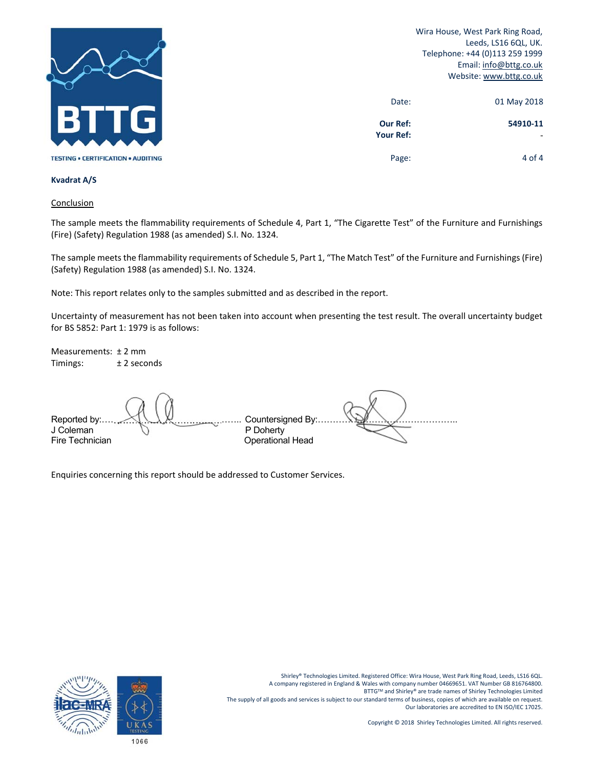Wira House, West Park Ring Road,
Leeds, LS16 6QL, UK.
Telephone: +44 (0)113 259 1999
Email: info@bttg.co.uk
Website: www.bttg.co.uk

| | |
|---|---|
| Date: | 01 May 2018 |
| **Our Ref:** | **54910-11** |
| **Your Ref:** | - |

**Kvadrat A/S**

Conclusion

The sample meets the flammability requirements of Schedule 4, Part 1, "The Cigarette Test" of the Furniture and Furnishings (Fire) (Safety) Regulation 1988 (as amended) S.I. No. 1324.

The sample meets the flammability requirements of Schedule 5, Part 1, "The Match Test" of the Furniture and Furnishings (Fire) (Safety) Regulation 1988 (as amended) S.I. No. 1324.

Note: This report relates only to the samples submitted and as described in the report.

Uncertainty of measurement has not been taken into account when presenting the test result. The overall uncertainty budget for BS 5852: Part 1: 1979 is as follows:

Measurements: ± 2 mm
Timings: ± 2 seconds

Reported by:……………………………………… J Coleman, Fire Technician

Countersigned By:……………………………………… P Doherty, Operational Head

Enquiries concerning this report should be addressed to Customer Services.

Shirley® Technologies Limited. Registered Office: Wira House, West Park Ring Road, Leeds, LS16 6QL.
A company registered in England & Wales with company number 04669651. VAT Number GB 816764800.
BTTG™ and Shirley® are trade names of Shirley Technologies Limited
The supply of all goods and services is subject to our standard terms of business, copies of which are available on request.
Our laboratories are accredited to EN ISO/IEC 17025.

Copyright © 2018 Shirley Technologies Limited. All rights reserved.